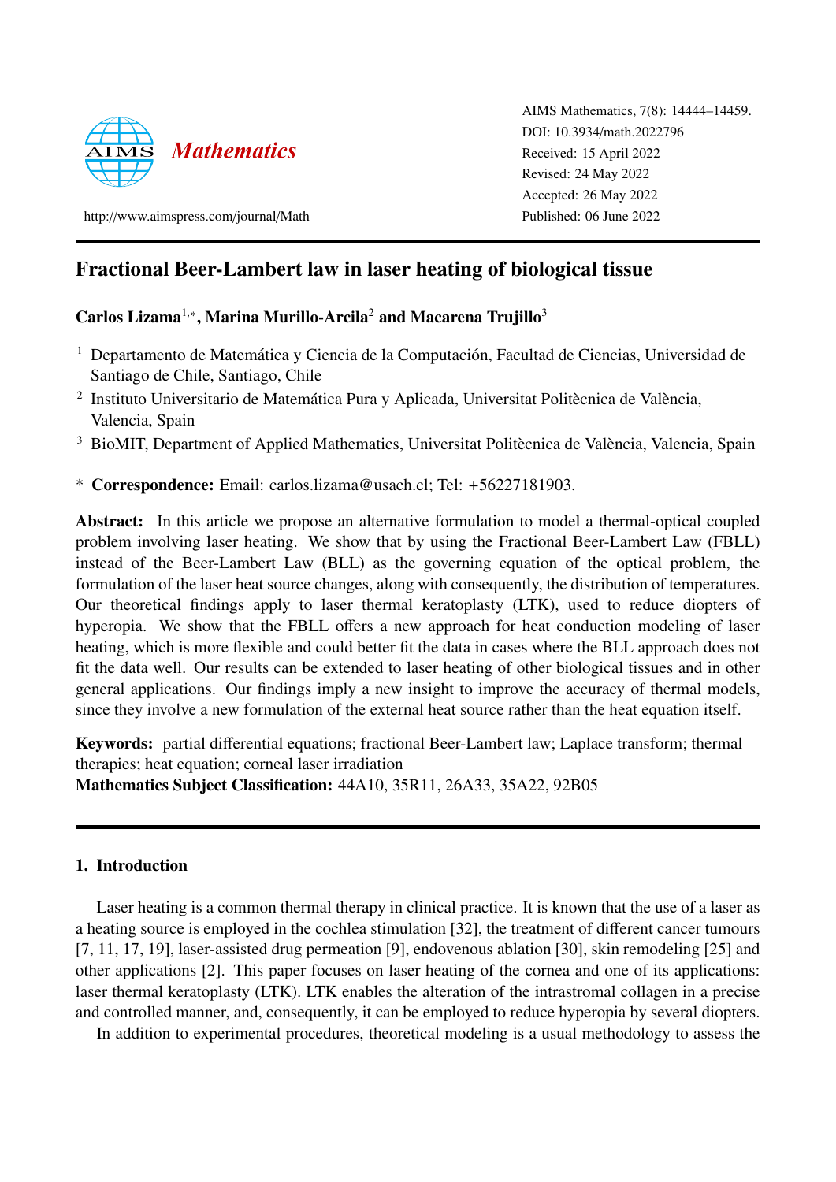AIMS Mathematics, 7(8): 14444–14459.
DOI: 10.3934/math.2022796
Received: 15 April 2022
Revised: 24 May 2022
Accepted: 26 May 2022
Published: 06 June 2022

http://www.aimspress.com/journal/Math

# Fractional Beer-Lambert law in laser heating of biological tissue

**Carlos Lizama[1,*], Marina Murillo-Arcila[2] and Macarena Trujillo[3]**

[1] Departamento de Matemática y Ciencia de la Computación, Facultad de Ciencias, Universidad de Santiago de Chile, Santiago, Chile

[2] Instituto Universitario de Matemática Pura y Aplicada, Universitat Politècnica de València, Valencia, Spain

[3] BioMIT, Department of Applied Mathematics, Universitat Politècnica de València, Valencia, Spain

\* **Correspondence:** Email: carlos.lizama@usach.cl; Tel: +56227181903.

**Abstract:** In this article we propose an alternative formulation to model a thermal-optical coupled problem involving laser heating. We show that by using the Fractional Beer-Lambert Law (FBLL) instead of the Beer-Lambert Law (BLL) as the governing equation of the optical problem, the formulation of the laser heat source changes, along with consequently, the distribution of temperatures. Our theoretical findings apply to laser thermal keratoplasty (LTK), used to reduce diopters of hyperopia. We show that the FBLL offers a new approach for heat conduction modeling of laser heating, which is more flexible and could better fit the data in cases where the BLL approach does not fit the data well. Our results can be extended to laser heating of other biological tissues and in other general applications. Our findings imply a new insight to improve the accuracy of thermal models, since they involve a new formulation of the external heat source rather than the heat equation itself.

**Keywords:** partial differential equations; fractional Beer-Lambert law; Laplace transform; thermal therapies; heat equation; corneal laser irradiation

**Mathematics Subject Classification:** 44A10, 35R11, 26A33, 35A22, 92B05

## 1. Introduction

Laser heating is a common thermal therapy in clinical practice. It is known that the use of a laser as a heating source is employed in the cochlea stimulation [32], the treatment of different cancer tumours [7, 11, 17, 19], laser-assisted drug permeation [9], endovenous ablation [30], skin remodeling [25] and other applications [2]. This paper focuses on laser heating of the cornea and one of its applications: laser thermal keratoplasty (LTK). LTK enables the alteration of the intrastromal collagen in a precise and controlled manner, and, consequently, it can be employed to reduce hyperopia by several diopters.

In addition to experimental procedures, theoretical modeling is a usual methodology to assess the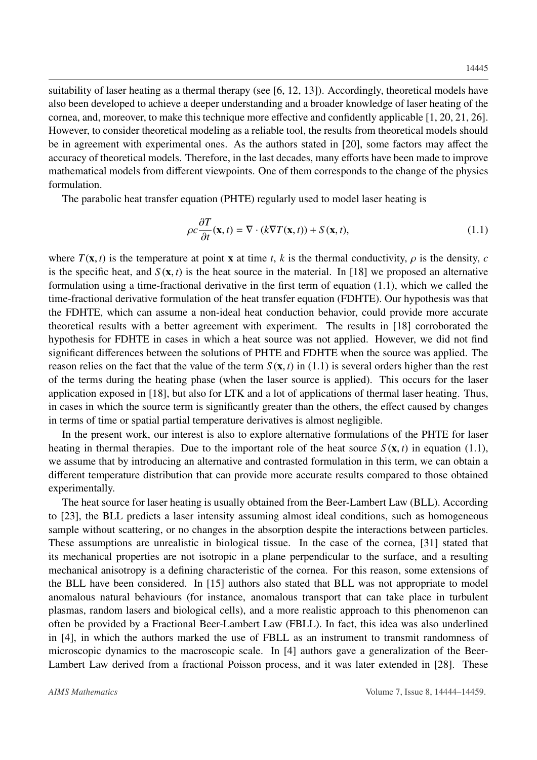suitability of laser heating as a thermal therapy (see [6, 12, 13]). Accordingly, theoretical models have also been developed to achieve a deeper understanding and a broader knowledge of laser heating of the cornea, and, moreover, to make this technique more effective and confidently applicable [1, 20, 21, 26]. However, to consider theoretical modeling as a reliable tool, the results from theoretical models should be in agreement with experimental ones. As the authors stated in [20], some factors may affect the accuracy of theoretical models. Therefore, in the last decades, many efforts have been made to improve mathematical models from different viewpoints. One of them corresponds to the change of the physics formulation.

The parabolic heat transfer equation (PHTE) regularly used to model laser heating is

$$\rho c \frac{\partial T}{\partial t}(\mathbf{x}, t) = \nabla \cdot (k \nabla T(\mathbf{x}, t)) + S(\mathbf{x}, t), \tag{1.1}$$

where $T(\mathbf{x}, t)$ is the temperature at point $\mathbf{x}$ at time $t$, $k$ is the thermal conductivity, $\rho$ is the density, $c$ is the specific heat, and $S(\mathbf{x}, t)$ is the heat source in the material. In [18] we proposed an alternative formulation using a time-fractional derivative in the first term of equation (1.1), which we called the time-fractional derivative formulation of the heat transfer equation (FDHTE). Our hypothesis was that the FDHTE, which can assume a non-ideal heat conduction behavior, could provide more accurate theoretical results with a better agreement with experiment. The results in [18] corroborated the hypothesis for FDHTE in cases in which a heat source was not applied. However, we did not find significant differences between the solutions of PHTE and FDHTE when the source was applied. The reason relies on the fact that the value of the term $S(\mathbf{x}, t)$ in (1.1) is several orders higher than the rest of the terms during the heating phase (when the laser source is applied). This occurs for the laser application exposed in [18], but also for LTK and a lot of applications of thermal laser heating. Thus, in cases in which the source term is significantly greater than the others, the effect caused by changes in terms of time or spatial partial temperature derivatives is almost negligible.

In the present work, our interest is also to explore alternative formulations of the PHTE for laser heating in thermal therapies. Due to the important role of the heat source $S(\mathbf{x}, t)$ in equation (1.1), we assume that by introducing an alternative and contrasted formulation in this term, we can obtain a different temperature distribution that can provide more accurate results compared to those obtained experimentally.

The heat source for laser heating is usually obtained from the Beer-Lambert Law (BLL). According to [23], the BLL predicts a laser intensity assuming almost ideal conditions, such as homogeneous sample without scattering, or no changes in the absorption despite the interactions between particles. These assumptions are unrealistic in biological tissue. In the case of the cornea, [31] stated that its mechanical properties are not isotropic in a plane perpendicular to the surface, and a resulting mechanical anisotropy is a defining characteristic of the cornea. For this reason, some extensions of the BLL have been considered. In [15] authors also stated that BLL was not appropriate to model anomalous natural behaviours (for instance, anomalous transport that can take place in turbulent plasmas, random lasers and biological cells), and a more realistic approach to this phenomenon can often be provided by a Fractional Beer-Lambert Law (FBLL). In fact, this idea was also underlined in [4], in which the authors marked the use of FBLL as an instrument to transmit randomness of microscopic dynamics to the macroscopic scale. In [4] authors gave a generalization of the Beer-Lambert Law derived from a fractional Poisson process, and it was later extended in [28]. These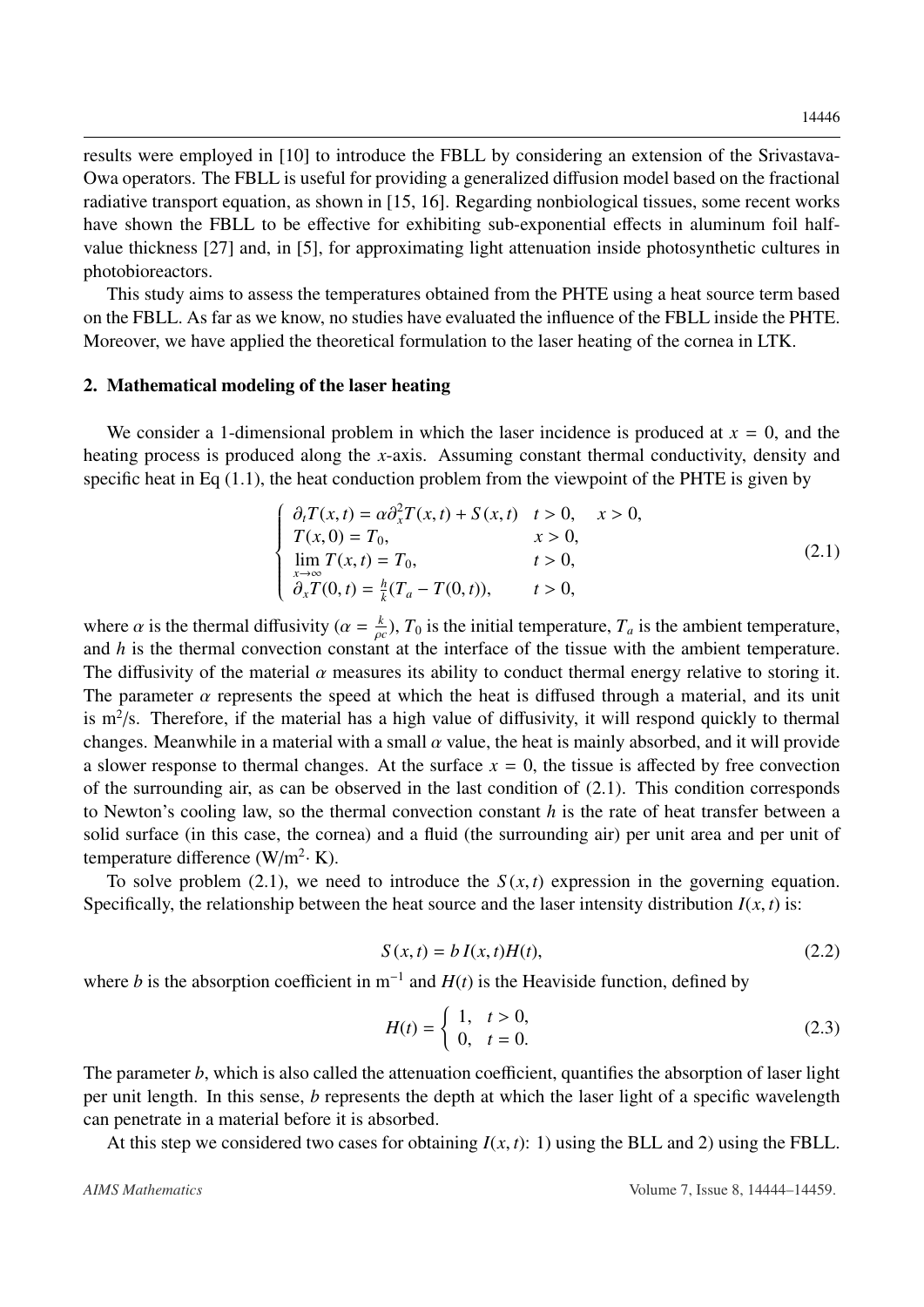results were employed in [10] to introduce the FBLL by considering an extension of the Srivastava-Owa operators. The FBLL is useful for providing a generalized diffusion model based on the fractional radiative transport equation, as shown in [15, 16]. Regarding nonbiological tissues, some recent works have shown the FBLL to be effective for exhibiting sub-exponential effects in aluminum foil half-value thickness [27] and, in [5], for approximating light attenuation inside photosynthetic cultures in photobioreactors.

This study aims to assess the temperatures obtained from the PHTE using a heat source term based on the FBLL. As far as we know, no studies have evaluated the influence of the FBLL inside the PHTE. Moreover, we have applied the theoretical formulation to the laser heating of the cornea in LTK.

## 2. Mathematical modeling of the laser heating

We consider a 1-dimensional problem in which the laser incidence is produced at $x = 0$, and the heating process is produced along the $x$-axis. Assuming constant thermal conductivity, density and specific heat in Eq (1.1), the heat conduction problem from the viewpoint of the PHTE is given by

$$\begin{cases} \partial_t T(x,t) = \alpha \partial_x^2 T(x,t) + S(x,t) & t > 0, \quad x > 0, \\ T(x,0) = T_0, & x > 0, \\ \lim\limits_{x\to\infty} T(x,t) = T_0, & t > 0, \\ \partial_x T(0,t) = \frac{h}{k}(T_a - T(0,t)), & t > 0, \end{cases} \tag{2.1}$$

where $\alpha$ is the thermal diffusivity ($\alpha = \frac{k}{\rho c}$), $T_0$ is the initial temperature, $T_a$ is the ambient temperature, and $h$ is the thermal convection constant at the interface of the tissue with the ambient temperature. The diffusivity of the material $\alpha$ measures its ability to conduct thermal energy relative to storing it. The parameter $\alpha$ represents the speed at which the heat is diffused through a material, and its unit is $m^2/s$. Therefore, if the material has a high value of diffusivity, it will respond quickly to thermal changes. Meanwhile in a material with a small $\alpha$ value, the heat is mainly absorbed, and it will provide a slower response to thermal changes. At the surface $x = 0$, the tissue is affected by free convection of the surrounding air, as can be observed in the last condition of (2.1). This condition corresponds to Newton's cooling law, so the thermal convection constant $h$ is the rate of heat transfer between a solid surface (in this case, the cornea) and a fluid (the surrounding air) per unit area and per unit of temperature difference ($W/m^2 \cdot K$).

To solve problem (2.1), we need to introduce the $S(x,t)$ expression in the governing equation. Specifically, the relationship between the heat source and the laser intensity distribution $I(x,t)$ is:

$$S(x,t) = b\, I(x,t) H(t), \tag{2.2}$$

where $b$ is the absorption coefficient in $m^{-1}$ and $H(t)$ is the Heaviside function, defined by

$$H(t) = \begin{cases} 1, & t > 0, \\ 0, & t = 0. \end{cases} \tag{2.3}$$

The parameter $b$, which is also called the attenuation coefficient, quantifies the absorption of laser light per unit length. In this sense, $b$ represents the depth at which the laser light of a specific wavelength can penetrate in a material before it is absorbed.

At this step we considered two cases for obtaining $I(x,t)$: 1) using the BLL and 2) using the FBLL.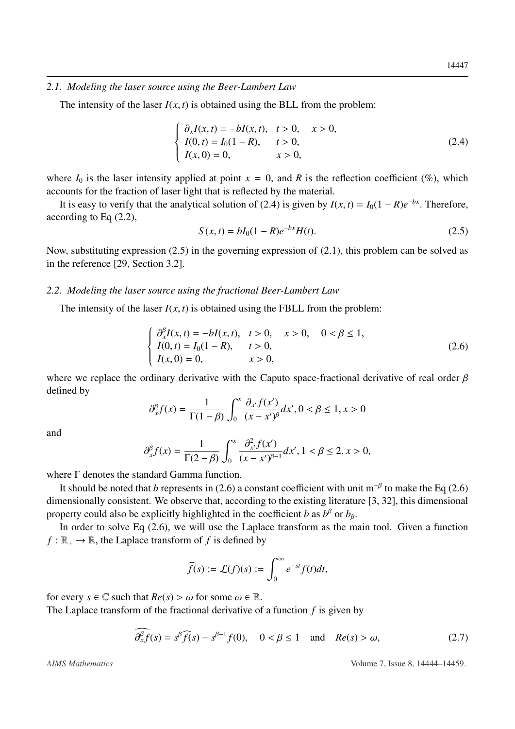### 2.1. Modeling the laser source using the Beer-Lambert Law

The intensity of the laser $I(x,t)$ is obtained using the BLL from the problem:

$$\begin{cases} \partial_x I(x,t) = -bI(x,t), & t > 0, \quad x > 0, \\ I(0,t) = I_0(1-R), & t > 0, \\ I(x,0) = 0, & x > 0, \end{cases} \tag{2.4}$$

where $I_0$ is the laser intensity applied at point $x = 0$, and $R$ is the reflection coefficient (%), which accounts for the fraction of laser light that is reflected by the material.

It is easy to verify that the analytical solution of (2.4) is given by $I(x,t) = I_0(1-R)e^{-bx}$. Therefore, according to Eq (2.2),

$$S(x,t) = bI_0(1-R)e^{-bx}H(t). \tag{2.5}$$

Now, substituting expression (2.5) in the governing expression of (2.1), this problem can be solved as in the reference [29, Section 3.2].

### 2.2. Modeling the laser source using the fractional Beer-Lambert Law

The intensity of the laser $I(x,t)$ is obtained using the FBLL from the problem:

$$\begin{cases} \partial_x^\beta I(x,t) = -bI(x,t), & t > 0, \quad x > 0, \quad 0 < \beta \leq 1, \\ I(0,t) = I_0(1-R), & t > 0, \\ I(x,0) = 0, & x > 0, \end{cases} \tag{2.6}$$

where we replace the ordinary derivative with the Caputo space-fractional derivative of real order $\beta$ defined by

$$\partial_x^\beta f(x) = \frac{1}{\Gamma(1-\beta)} \int_0^x \frac{\partial_{x'} f(x')}{(x-x')^\beta} dx', 0 < \beta \leq 1, x > 0$$

and

$$\partial_x^\beta f(x) = \frac{1}{\Gamma(2-\beta)} \int_0^x \frac{\partial_{x'}^2 f(x')}{(x-x')^{\beta-1}} dx', 1 < \beta \leq 2, x > 0,$$

where $\Gamma$ denotes the standard Gamma function.

It should be noted that $b$ represents in (2.6) a constant coefficient with unit m$^{-\beta}$ to make the Eq (2.6) dimensionally consistent. We observe that, according to the existing literature [3, 32], this dimensional property could also be explicitly highlighted in the coefficient $b$ as $b^\beta$ or $b_\beta$.

In order to solve Eq (2.6), we will use the Laplace transform as the main tool. Given a function $f : \mathbb{R}_+ \to \mathbb{R}$, the Laplace transform of $f$ is defined by

$$\widehat{f}(s) := \mathcal{L}(f)(s) := \int_0^\infty e^{-st} f(t) dt,$$

for every $s \in \mathbb{C}$ such that $Re(s) > \omega$ for some $\omega \in \mathbb{R}$.

The Laplace transform of the fractional derivative of a function $f$ is given by

$$\widehat{\partial_x^\beta f}(s) = s^\beta \widehat{f}(s) - s^{\beta-1} f(0), \quad 0 < \beta \leq 1 \quad \text{and} \quad Re(s) > \omega, \tag{2.7}$$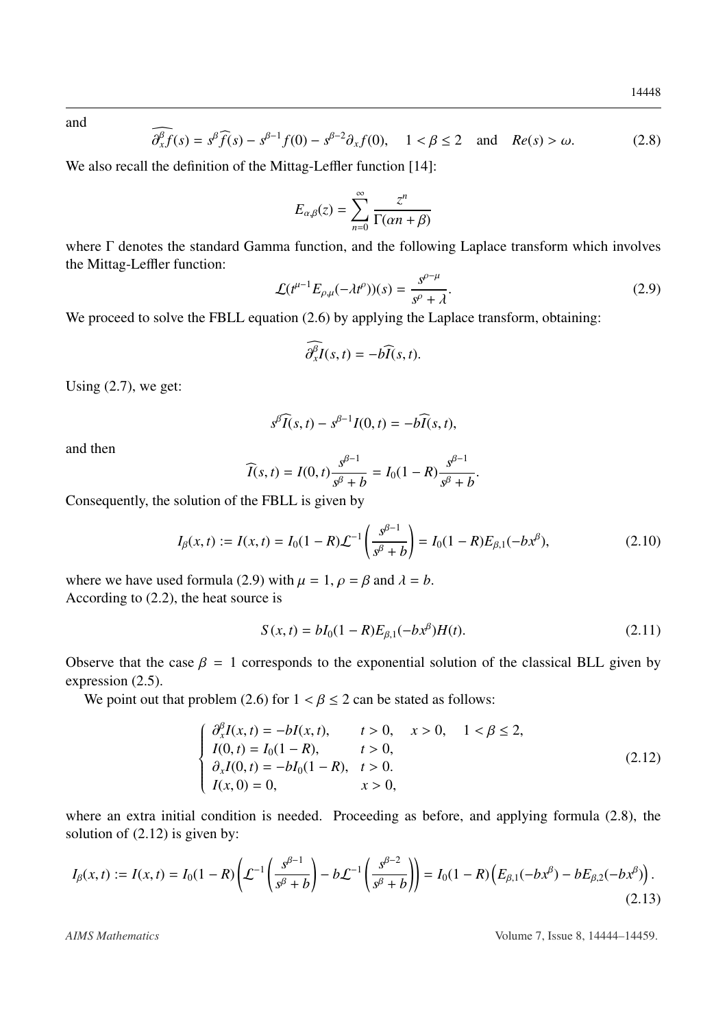and

$$\widehat{\partial_x^\beta f}(s) = s^\beta \widehat{f}(s) - s^{\beta-1} f(0) - s^{\beta-2}\partial_x f(0), \quad 1 < \beta \leq 2 \quad \text{and} \quad Re(s) > \omega. \tag{2.8}$$

We also recall the definition of the Mittag-Leffler function [14]:

$$E_{\alpha,\beta}(z) = \sum_{n=0}^{\infty} \frac{z^n}{\Gamma(\alpha n + \beta)}$$

where $\Gamma$ denotes the standard Gamma function, and the following Laplace transform which involves the Mittag-Leffler function:

$$\mathcal{L}(t^{\mu-1} E_{\rho,\mu}(-\lambda t^\rho))(s) = \frac{s^{\rho-\mu}}{s^\rho + \lambda}. \tag{2.9}$$

We proceed to solve the FBLL equation (2.6) by applying the Laplace transform, obtaining:

$$\widehat{\partial_x^\beta I}(s,t) = -b\widehat{I}(s,t).$$

Using (2.7), we get:

$$s^\beta \widehat{I}(s,t) - s^{\beta-1} I(0,t) = -b\widehat{I}(s,t),$$

and then

$$\widehat{I}(s,t) = I(0,t)\frac{s^{\beta-1}}{s^\beta + b} = I_0(1-R)\frac{s^{\beta-1}}{s^\beta + b}.$$

Consequently, the solution of the FBLL is given by

$$I_\beta(x,t) := I(x,t) = I_0(1-R)\mathcal{L}^{-1}\left(\frac{s^{\beta-1}}{s^\beta + b}\right) = I_0(1-R)E_{\beta,1}(-bx^\beta), \tag{2.10}$$

where we have used formula (2.9) with $\mu = 1$, $\rho = \beta$ and $\lambda = b$.
According to (2.2), the heat source is

$$S(x,t) = bI_0(1-R)E_{\beta,1}(-bx^\beta)H(t). \tag{2.11}$$

Observe that the case $\beta = 1$ corresponds to the exponential solution of the classical BLL given by expression (2.5).

We point out that problem (2.6) for $1 < \beta \leq 2$ can be stated as follows:

$$\begin{cases} \partial_x^\beta I(x,t) = -bI(x,t), & t > 0, \quad x > 0, \quad 1 < \beta \leq 2, \\ I(0,t) = I_0(1-R), & t > 0, \\ \partial_x I(0,t) = -bI_0(1-R), & t > 0. \\ I(x,0) = 0, & x > 0, \end{cases} \tag{2.12}$$

where an extra initial condition is needed. Proceeding as before, and applying formula (2.8), the solution of (2.12) is given by:

$$I_\beta(x,t) := I(x,t) = I_0(1-R)\left(\mathcal{L}^{-1}\left(\frac{s^{\beta-1}}{s^\beta + b}\right) - b\mathcal{L}^{-1}\left(\frac{s^{\beta-2}}{s^\beta + b}\right)\right) = I_0(1-R)\left(E_{\beta,1}(-bx^\beta) - bE_{\beta,2}(-bx^\beta)\right). \tag{2.13}$$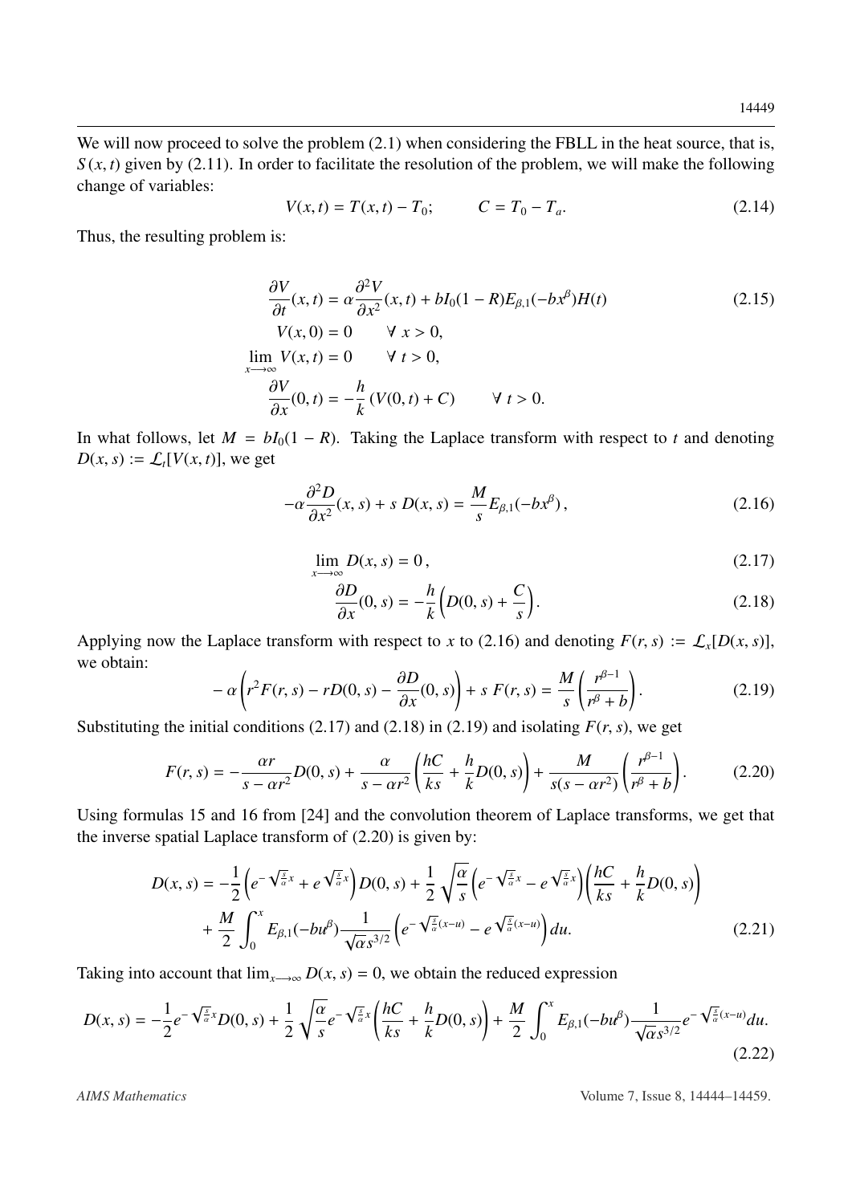We will now proceed to solve the problem (2.1) when considering the FBLL in the heat source, that is, $S(x,t)$ given by (2.11). In order to facilitate the resolution of the problem, we will make the following change of variables:

$$V(x,t) = T(x,t) - T_0; \qquad C = T_0 - T_a. \tag{2.14}$$

Thus, the resulting problem is:

$$\begin{aligned}
&\frac{\partial V}{\partial t}(x,t) = \alpha \frac{\partial^2 V}{\partial x^2}(x,t) + bI_0(1-R)E_{\beta,1}(-bx^\beta)H(t) \\
&V(x,0) = 0 \qquad \forall\ x > 0, \\
&\lim_{x \longrightarrow \infty} V(x,t) = 0 \qquad \forall\ t > 0, \\
&\frac{\partial V}{\partial x}(0,t) = -\frac{h}{k}\left(V(0,t) + C\right) \qquad \forall\ t > 0.
\end{aligned} \tag{2.15}$$

In what follows, let $M = bI_0(1-R)$. Taking the Laplace transform with respect to $t$ and denoting $D(x,s) := \mathcal{L}_t[V(x,t)]$, we get

$$-\alpha \frac{\partial^2 D}{\partial x^2}(x,s) + s\, D(x,s) = \frac{M}{s} E_{\beta,1}(-bx^\beta)\,, \tag{2.16}$$

$$\lim_{x \longrightarrow \infty} D(x,s) = 0\,, \tag{2.17}$$

$$\frac{\partial D}{\partial x}(0,s) = -\frac{h}{k}\left(D(0,s) + \frac{C}{s}\right). \tag{2.18}$$

Applying now the Laplace transform with respect to $x$ to (2.16) and denoting $F(r,s) := \mathcal{L}_x[D(x,s)]$, we obtain:

$$-\alpha\left(r^2 F(r,s) - rD(0,s) - \frac{\partial D}{\partial x}(0,s)\right) + s\, F(r,s) = \frac{M}{s}\left(\frac{r^{\beta-1}}{r^\beta + b}\right). \tag{2.19}$$

Substituting the initial conditions (2.17) and (2.18) in (2.19) and isolating $F(r,s)$, we get

$$F(r,s) = -\frac{\alpha r}{s - \alpha r^2} D(0,s) + \frac{\alpha}{s - \alpha r^2}\left(\frac{hC}{ks} + \frac{h}{k} D(0,s)\right) + \frac{M}{s(s-\alpha r^2)}\left(\frac{r^{\beta-1}}{r^\beta + b}\right). \tag{2.20}$$

Using formulas 15 and 16 from [24] and the convolution theorem of Laplace transforms, we get that the inverse spatial Laplace transform of (2.20) is given by:

$$\begin{aligned}
D(x,s) = &-\frac{1}{2}\left(e^{-\sqrt{\frac{s}{\alpha}}x} + e^{\sqrt{\frac{s}{\alpha}}x}\right) D(0,s) + \frac{1}{2}\sqrt{\frac{\alpha}{s}}\left(e^{-\sqrt{\frac{s}{\alpha}}x} - e^{\sqrt{\frac{s}{\alpha}}x}\right)\left(\frac{hC}{ks} + \frac{h}{k} D(0,s)\right) \\
&+ \frac{M}{2}\int_0^x E_{\beta,1}(-bu^\beta)\frac{1}{\sqrt{\alpha}s^{3/2}}\left(e^{-\sqrt{\frac{s}{\alpha}}(x-u)} - e^{\sqrt{\frac{s}{\alpha}}(x-u)}\right) du.
\end{aligned} \tag{2.21}$$

Taking into account that $\lim_{x\longrightarrow\infty} D(x,s) = 0$, we obtain the reduced expression

$$D(x,s) = -\frac{1}{2} e^{-\sqrt{\frac{s}{\alpha}}x} D(0,s) + \frac{1}{2}\sqrt{\frac{\alpha}{s}} e^{-\sqrt{\frac{s}{\alpha}}x}\left(\frac{hC}{ks} + \frac{h}{k} D(0,s)\right) + \frac{M}{2}\int_0^x E_{\beta,1}(-bu^\beta)\frac{1}{\sqrt{\alpha}s^{3/2}} e^{-\sqrt{\frac{s}{\alpha}}(x-u)} du. \tag{2.22}$$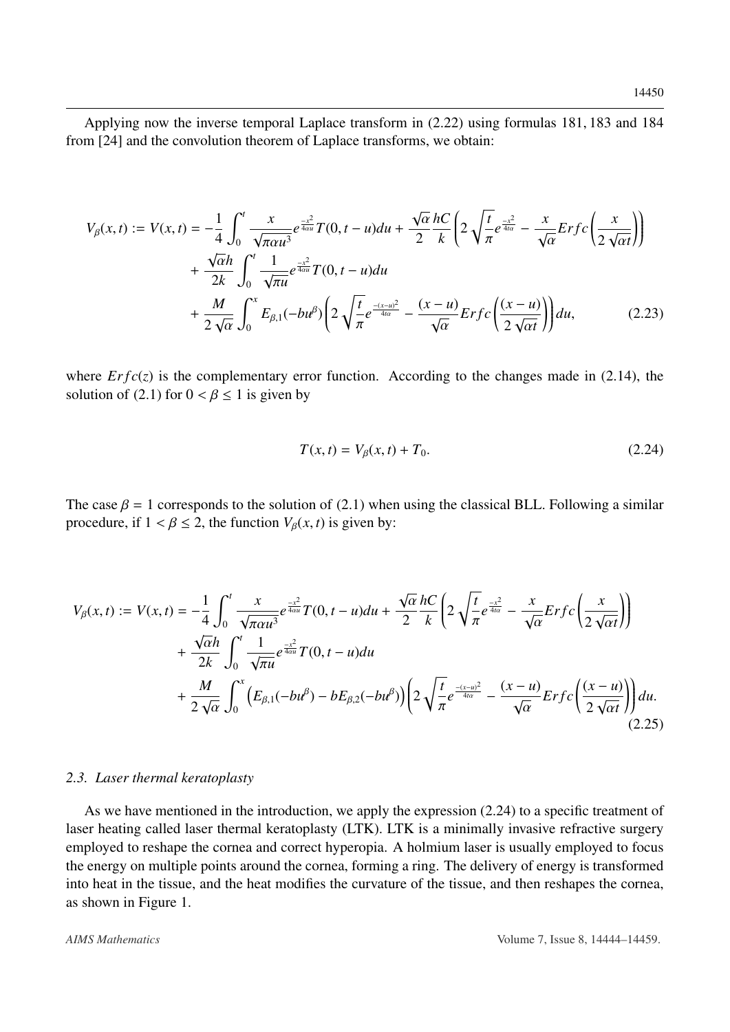Applying now the inverse temporal Laplace transform in (2.22) using formulas 181, 183 and 184 from [24] and the convolution theorem of Laplace transforms, we obtain:

$$
\begin{aligned}
V_\beta(x,t) := V(x,t) = &-\frac{1}{4}\int_0^t \frac{x}{\sqrt{\pi\alpha u^3}} e^{\frac{-x^2}{4\alpha u}} T(0,t-u)du + \frac{\sqrt{\alpha}}{2}\frac{hC}{k}\left(2\sqrt{\frac{t}{\pi}}e^{\frac{-x^2}{4t\alpha}} - \frac{x}{\sqrt{\alpha}}Erfc\left(\frac{x}{2\sqrt{\alpha t}}\right)\right) \\
&+ \frac{\sqrt{\alpha}h}{2k}\int_0^t \frac{1}{\sqrt{\pi u}} e^{\frac{-x^2}{4\alpha u}} T(0,t-u)du \\
&+ \frac{M}{2\sqrt{\alpha}}\int_0^x E_{\beta,1}(-bu^\beta)\left(2\sqrt{\frac{t}{\pi}}e^{\frac{-(x-u)^2}{4t\alpha}} - \frac{(x-u)}{\sqrt{\alpha}}Erfc\left(\frac{(x-u)}{2\sqrt{\alpha t}}\right)\right)du, \qquad (2.23)
\end{aligned}
$$

where $Erfc(z)$ is the complementary error function. According to the changes made in (2.14), the solution of (2.1) for $0 < \beta \leq 1$ is given by

$$
T(x,t) = V_\beta(x,t) + T_0. \qquad (2.24)
$$

The case $\beta = 1$ corresponds to the solution of (2.1) when using the classical BLL. Following a similar procedure, if $1 < \beta \leq 2$, the function $V_\beta(x,t)$ is given by:

$$
\begin{aligned}
V_\beta(x,t) := V(x,t) = &-\frac{1}{4}\int_0^t \frac{x}{\sqrt{\pi\alpha u^3}} e^{\frac{-x^2}{4\alpha u}} T(0,t-u)du + \frac{\sqrt{\alpha}}{2}\frac{hC}{k}\left(2\sqrt{\frac{t}{\pi}}e^{\frac{-x^2}{4t\alpha}} - \frac{x}{\sqrt{\alpha}}Erfc\left(\frac{x}{2\sqrt{\alpha t}}\right)\right) \\
&+ \frac{\sqrt{\alpha}h}{2k}\int_0^t \frac{1}{\sqrt{\pi u}} e^{\frac{-x^2}{4\alpha u}} T(0,t-u)du \\
&+ \frac{M}{2\sqrt{\alpha}}\int_0^x \left(E_{\beta,1}(-bu^\beta) - bE_{\beta,2}(-bu^\beta)\right)\left(2\sqrt{\frac{t}{\pi}}e^{\frac{-(x-u)^2}{4t\alpha}} - \frac{(x-u)}{\sqrt{\alpha}}Erfc\left(\frac{(x-u)}{2\sqrt{\alpha t}}\right)\right)du. \qquad (2.25)
\end{aligned}
$$

### 2.3. Laser thermal keratoplasty

As we have mentioned in the introduction, we apply the expression (2.24) to a specific treatment of laser heating called laser thermal keratoplasty (LTK). LTK is a minimally invasive refractive surgery employed to reshape the cornea and correct hyperopia. A holmium laser is usually employed to focus the energy on multiple points around the cornea, forming a ring. The delivery of energy is transformed into heat in the tissue, and the heat modifies the curvature of the tissue, and then reshapes the cornea, as shown in Figure 1.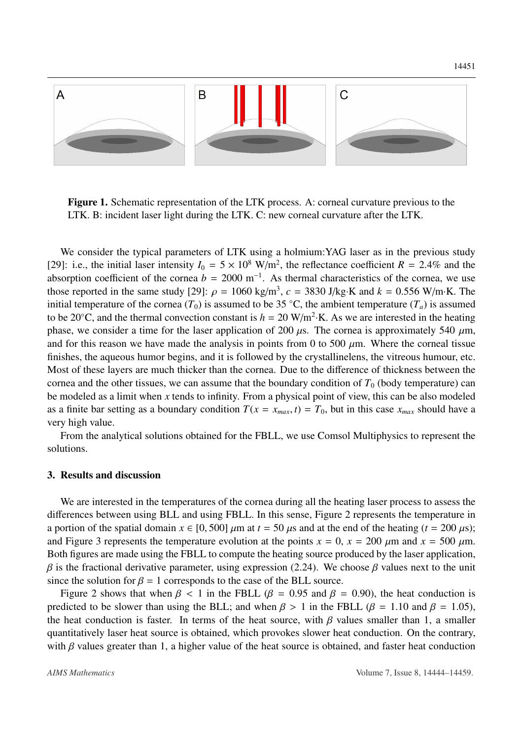**Figure 1.** Schematic representation of the LTK process. A: corneal curvature previous to the LTK. B: incident laser light during the LTK. C: new corneal curvature after the LTK.

We consider the typical parameters of LTK using a holmium:YAG laser as in the previous study [29]: i.e., the initial laser intensity $I_0 = 5 \times 10^8$ W/m$^2$, the reflectance coefficient $R = 2.4\%$ and the absorption coefficient of the cornea $b = 2000$ m$^{-1}$. As thermal characteristics of the cornea, we use those reported in the same study [29]: $\rho = 1060$ kg/m$^3$, $c = 3830$ J/kg·K and $k = 0.556$ W/m·K. The initial temperature of the cornea ($T_0$) is assumed to be 35 °C, the ambient temperature ($T_a$) is assumed to be 20°C, and the thermal convection constant is $h = 20$ W/m$^2$·K. As we are interested in the heating phase, we consider a time for the laser application of 200 $\mu$s. The cornea is approximately 540 $\mu$m, and for this reason we have made the analysis in points from 0 to 500 $\mu$m. Where the corneal tissue finishes, the aqueous humor begins, and it is followed by the crystallinelens, the vitreous humour, etc. Most of these layers are much thicker than the cornea. Due to the difference of thickness between the cornea and the other tissues, we can assume that the boundary condition of $T_0$ (body temperature) can be modeled as a limit when $x$ tends to infinity. From a physical point of view, this can be also modeled as a finite bar setting as a boundary condition $T(x = x_{max}, t) = T_0$, but in this case $x_{max}$ should have a very high value.

From the analytical solutions obtained for the FBLL, we use Comsol Multiphysics to represent the solutions.

## 3. Results and discussion

We are interested in the temperatures of the cornea during all the heating laser process to assess the differences between using BLL and using FBLL. In this sense, Figure 2 represents the temperature in a portion of the spatial domain $x \in [0, 500]$ $\mu$m at $t = 50$ $\mu$s and at the end of the heating ($t = 200$ $\mu$s); and Figure 3 represents the temperature evolution at the points $x = 0$, $x = 200$ $\mu$m and $x = 500$ $\mu$m. Both figures are made using the FBLL to compute the heating source produced by the laser application, $\beta$ is the fractional derivative parameter, using expression (2.24). We choose $\beta$ values next to the unit since the solution for $\beta = 1$ corresponds to the case of the BLL source.

Figure 2 shows that when $\beta < 1$ in the FBLL ($\beta = 0.95$ and $\beta = 0.90$), the heat conduction is predicted to be slower than using the BLL; and when $\beta > 1$ in the FBLL ($\beta = 1.10$ and $\beta = 1.05$), the heat conduction is faster. In terms of the heat source, with $\beta$ values smaller than 1, a smaller quantitatively laser heat source is obtained, which provokes slower heat conduction. On the contrary, with $\beta$ values greater than 1, a higher value of the heat source is obtained, and faster heat conduction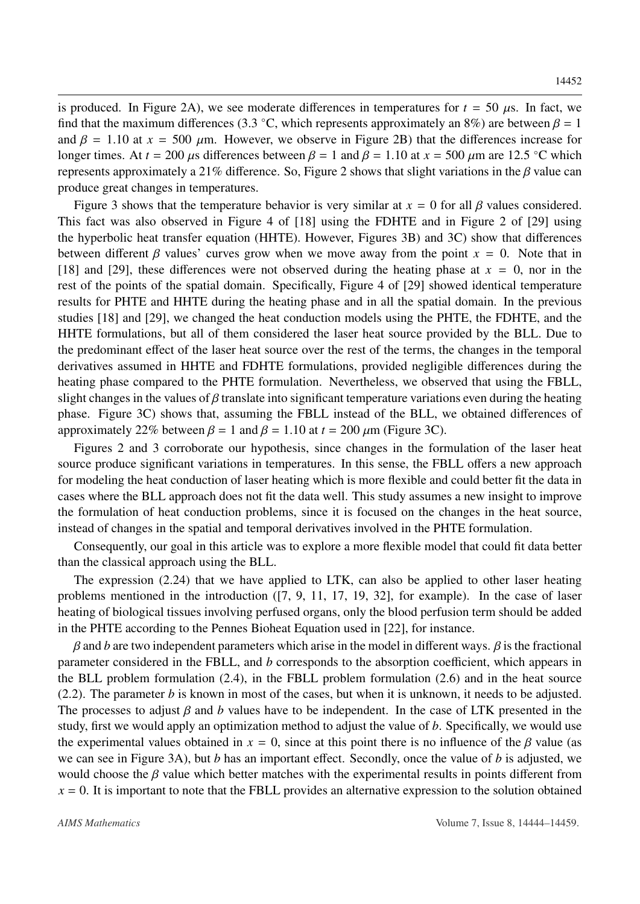is produced. In Figure 2A), we see moderate differences in temperatures for $t = 50$ $\mu$s. In fact, we find that the maximum differences (3.3 °C, which represents approximately an 8%) are between $\beta = 1$ and $\beta = 1.10$ at $x = 500$ $\mu$m. However, we observe in Figure 2B) that the differences increase for longer times. At $t = 200$ $\mu$s differences between $\beta = 1$ and $\beta = 1.10$ at $x = 500$ $\mu$m are 12.5 °C which represents approximately a 21% difference. So, Figure 2 shows that slight variations in the $\beta$ value can produce great changes in temperatures.

Figure 3 shows that the temperature behavior is very similar at $x = 0$ for all $\beta$ values considered. This fact was also observed in Figure 4 of [18] using the FDHTE and in Figure 2 of [29] using the hyperbolic heat transfer equation (HHTE). However, Figures 3B) and 3C) show that differences between different $\beta$ values' curves grow when we move away from the point $x = 0$. Note that in [18] and [29], these differences were not observed during the heating phase at $x = 0$, nor in the rest of the points of the spatial domain. Specifically, Figure 4 of [29] showed identical temperature results for PHTE and HHTE during the heating phase and in all the spatial domain. In the previous studies [18] and [29], we changed the heat conduction models using the PHTE, the FDHTE, and the HHTE formulations, but all of them considered the laser heat source provided by the BLL. Due to the predominant effect of the laser heat source over the rest of the terms, the changes in the temporal derivatives assumed in HHTE and FDHTE formulations, provided negligible differences during the heating phase compared to the PHTE formulation. Nevertheless, we observed that using the FBLL, slight changes in the values of $\beta$ translate into significant temperature variations even during the heating phase. Figure 3C) shows that, assuming the FBLL instead of the BLL, we obtained differences of approximately 22% between $\beta = 1$ and $\beta = 1.10$ at $t = 200$ $\mu$m (Figure 3C).

Figures 2 and 3 corroborate our hypothesis, since changes in the formulation of the laser heat source produce significant variations in temperatures. In this sense, the FBLL offers a new approach for modeling the heat conduction of laser heating which is more flexible and could better fit the data in cases where the BLL approach does not fit the data well. This study assumes a new insight to improve the formulation of heat conduction problems, since it is focused on the changes in the heat source, instead of changes in the spatial and temporal derivatives involved in the PHTE formulation.

Consequently, our goal in this article was to explore a more flexible model that could fit data better than the classical approach using the BLL.

The expression (2.24) that we have applied to LTK, can also be applied to other laser heating problems mentioned in the introduction ([7, 9, 11, 17, 19, 32], for example). In the case of laser heating of biological tissues involving perfused organs, only the blood perfusion term should be added in the PHTE according to the Pennes Bioheat Equation used in [22], for instance.

$\beta$ and $b$ are two independent parameters which arise in the model in different ways. $\beta$ is the fractional parameter considered in the FBLL, and $b$ corresponds to the absorption coefficient, which appears in the BLL problem formulation (2.4), in the FBLL problem formulation (2.6) and in the heat source (2.2). The parameter $b$ is known in most of the cases, but when it is unknown, it needs to be adjusted. The processes to adjust $\beta$ and $b$ values have to be independent. In the case of LTK presented in the study, first we would apply an optimization method to adjust the value of $b$. Specifically, we would use the experimental values obtained in $x = 0$, since at this point there is no influence of the $\beta$ value (as we can see in Figure 3A), but $b$ has an important effect. Secondly, once the value of $b$ is adjusted, we would choose the $\beta$ value which better matches with the experimental results in points different from $x = 0$. It is important to note that the FBLL provides an alternative expression to the solution obtained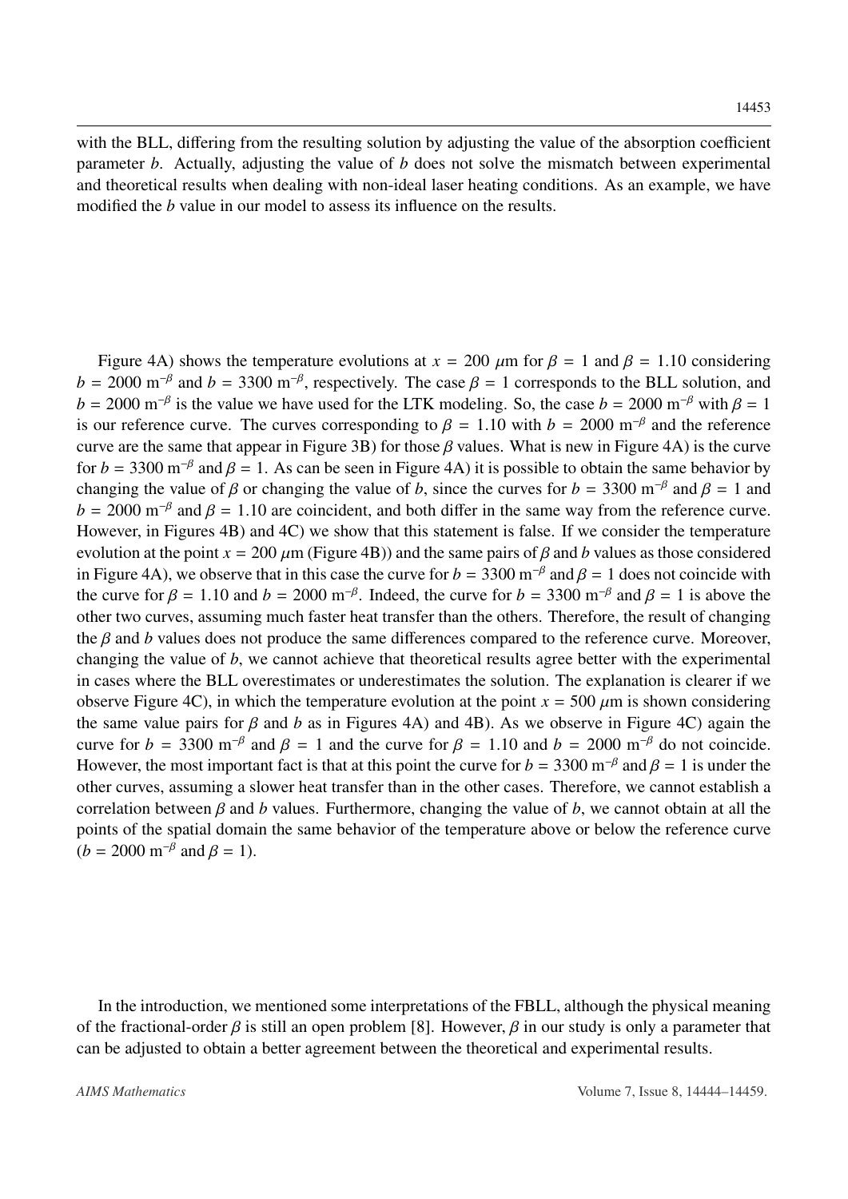with the BLL, differing from the resulting solution by adjusting the value of the absorption coefficient parameter $b$. Actually, adjusting the value of $b$ does not solve the mismatch between experimental and theoretical results when dealing with non-ideal laser heating conditions. As an example, we have modified the $b$ value in our model to assess its influence on the results.

Figure 4A) shows the temperature evolutions at $x = 200$ $\mu$m for $\beta = 1$ and $\beta = 1.10$ considering $b = 2000$ m$^{-\beta}$ and $b = 3300$ m$^{-\beta}$, respectively. The case $\beta = 1$ corresponds to the BLL solution, and $b = 2000$ m$^{-\beta}$ is the value we have used for the LTK modeling. So, the case $b = 2000$ m$^{-\beta}$ with $\beta = 1$ is our reference curve. The curves corresponding to $\beta = 1.10$ with $b = 2000$ m$^{-\beta}$ and the reference curve are the same that appear in Figure 3B) for those $\beta$ values. What is new in Figure 4A) is the curve for $b = 3300$ m$^{-\beta}$ and $\beta = 1$. As can be seen in Figure 4A) it is possible to obtain the same behavior by changing the value of $\beta$ or changing the value of $b$, since the curves for $b = 3300$ m$^{-\beta}$ and $\beta = 1$ and $b = 2000$ m$^{-\beta}$ and $\beta = 1.10$ are coincident, and both differ in the same way from the reference curve. However, in Figures 4B) and 4C) we show that this statement is false. If we consider the temperature evolution at the point $x = 200$ $\mu$m (Figure 4B)) and the same pairs of $\beta$ and $b$ values as those considered in Figure 4A), we observe that in this case the curve for $b = 3300$ m$^{-\beta}$ and $\beta = 1$ does not coincide with the curve for $\beta = 1.10$ and $b = 2000$ m$^{-\beta}$. Indeed, the curve for $b = 3300$ m$^{-\beta}$ and $\beta = 1$ is above the other two curves, assuming much faster heat transfer than the others. Therefore, the result of changing the $\beta$ and $b$ values does not produce the same differences compared to the reference curve. Moreover, changing the value of $b$, we cannot achieve that theoretical results agree better with the experimental in cases where the BLL overestimates or underestimates the solution. The explanation is clearer if we observe Figure 4C), in which the temperature evolution at the point $x = 500$ $\mu$m is shown considering the same value pairs for $\beta$ and $b$ as in Figures 4A) and 4B). As we observe in Figure 4C) again the curve for $b = 3300$ m$^{-\beta}$ and $\beta = 1$ and the curve for $\beta = 1.10$ and $b = 2000$ m$^{-\beta}$ do not coincide. However, the most important fact is that at this point the curve for $b = 3300$ m$^{-\beta}$ and $\beta = 1$ is under the other curves, assuming a slower heat transfer than in the other cases. Therefore, we cannot establish a correlation between $\beta$ and $b$ values. Furthermore, changing the value of $b$, we cannot obtain at all the points of the spatial domain the same behavior of the temperature above or below the reference curve ($b = 2000$ m$^{-\beta}$ and $\beta = 1$).

In the introduction, we mentioned some interpretations of the FBLL, although the physical meaning of the fractional-order $\beta$ is still an open problem [8]. However, $\beta$ in our study is only a parameter that can be adjusted to obtain a better agreement between the theoretical and experimental results.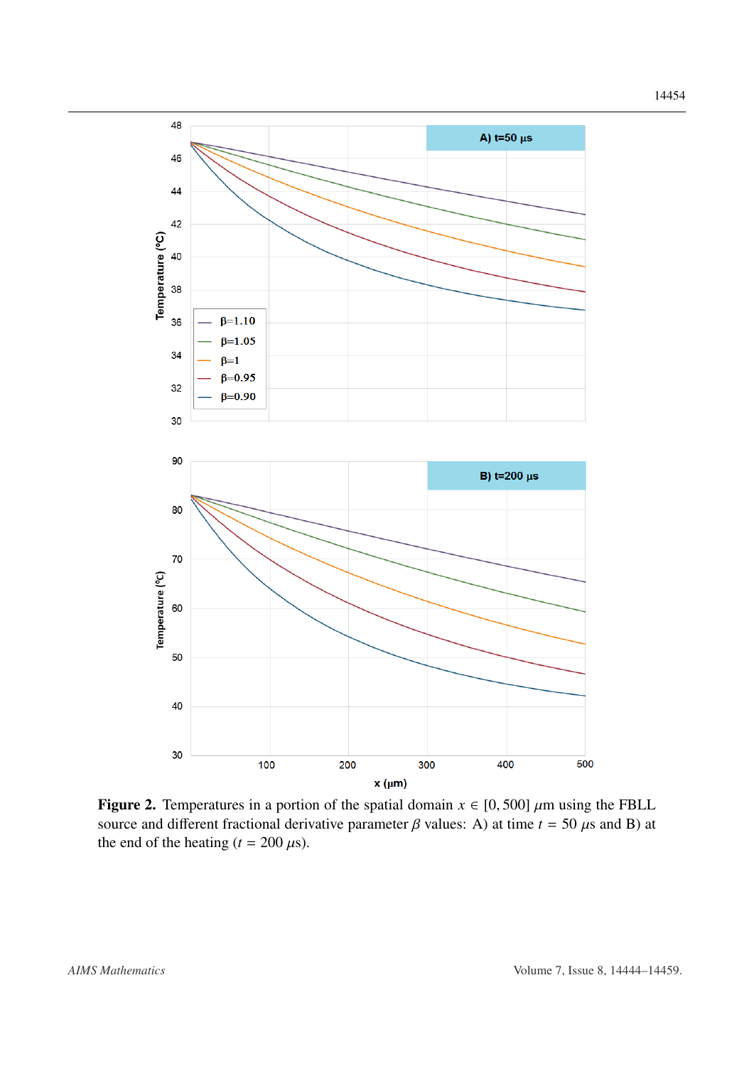**Figure 2.** Temperatures in a portion of the spatial domain $x \in [0, 500]$ $\mu$m using the FBLL source and different fractional derivative parameter $\beta$ values: A) at time $t = 50$ $\mu$s and B) at the end of the heating ($t = 200$ $\mu$s).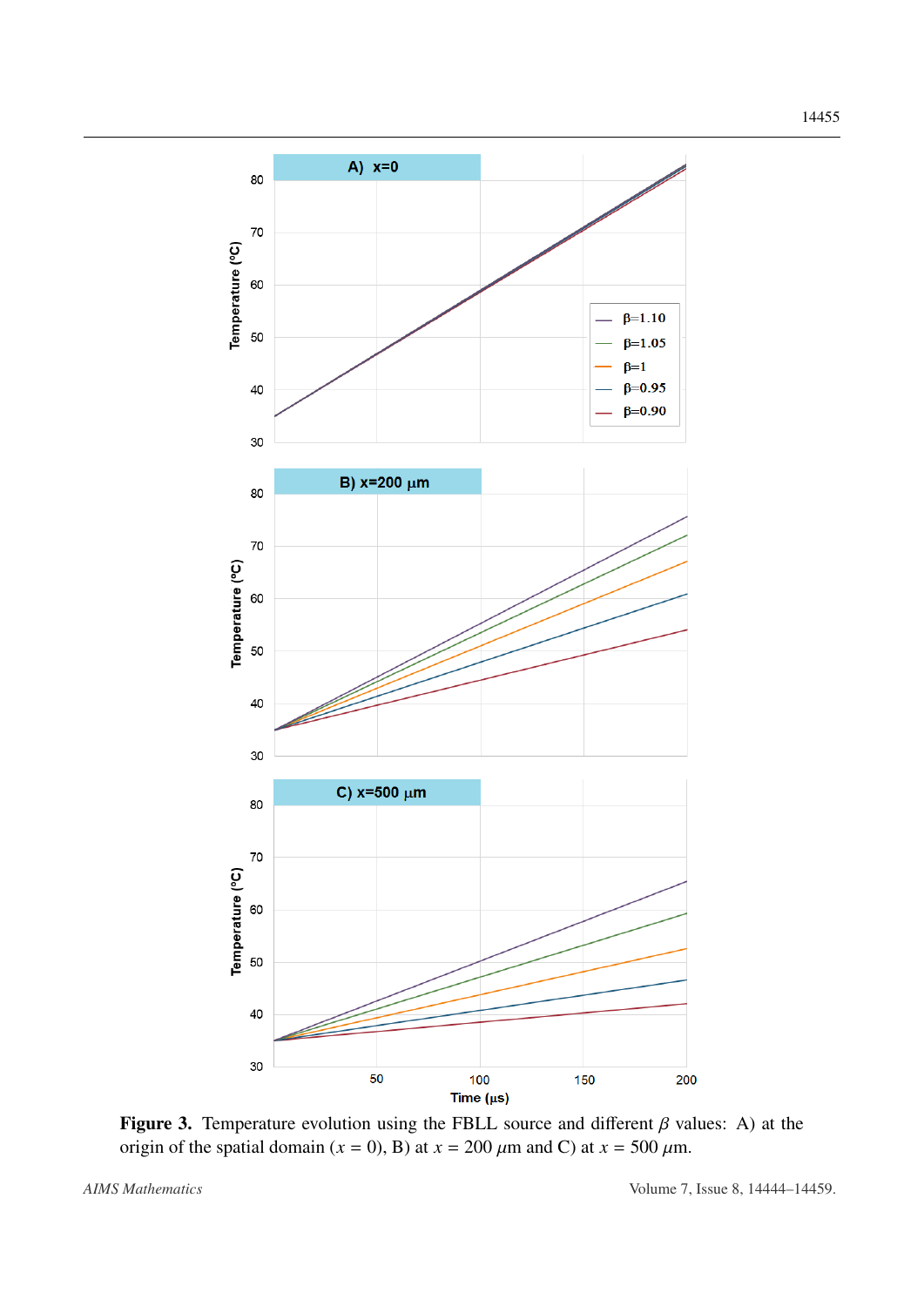**Figure 3.** Temperature evolution using the FBLL source and different $\beta$ values: A) at the origin of the spatial domain ($x = 0$), B) at $x = 200$ $\mu$m and C) at $x = 500$ $\mu$m.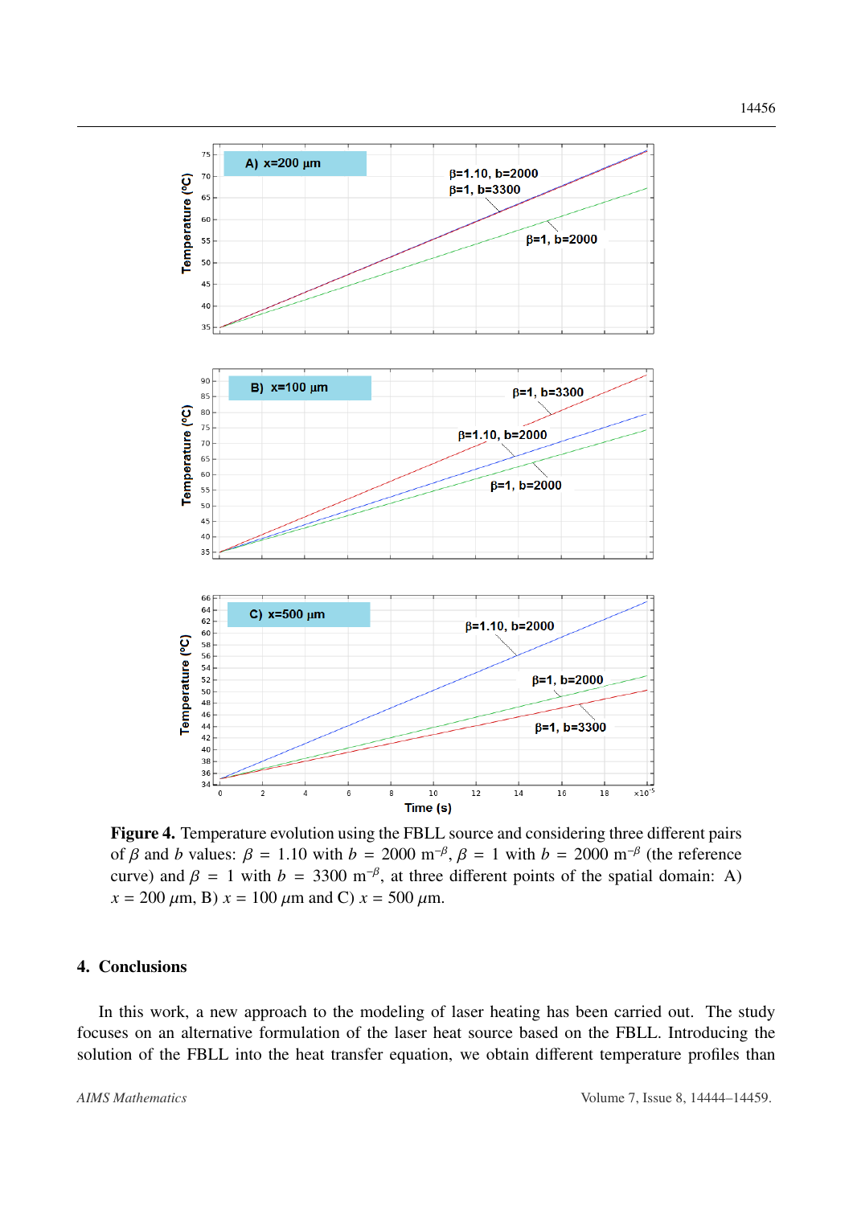**Figure 4.** Temperature evolution using the FBLL source and considering three different pairs of $\beta$ and $b$ values: $\beta = 1.10$ with $b = 2000$ m$^{-\beta}$, $\beta = 1$ with $b = 2000$ m$^{-\beta}$ (the reference curve) and $\beta = 1$ with $b = 3300$ m$^{-\beta}$, at three different points of the spatial domain: A) $x = 200$ $\mu$m, B) $x = 100$ $\mu$m and C) $x = 500$ $\mu$m.

## 4. Conclusions

In this work, a new approach to the modeling of laser heating has been carried out. The study focuses on an alternative formulation of the laser heat source based on the FBLL. Introducing the solution of the FBLL into the heat transfer equation, we obtain different temperature profiles than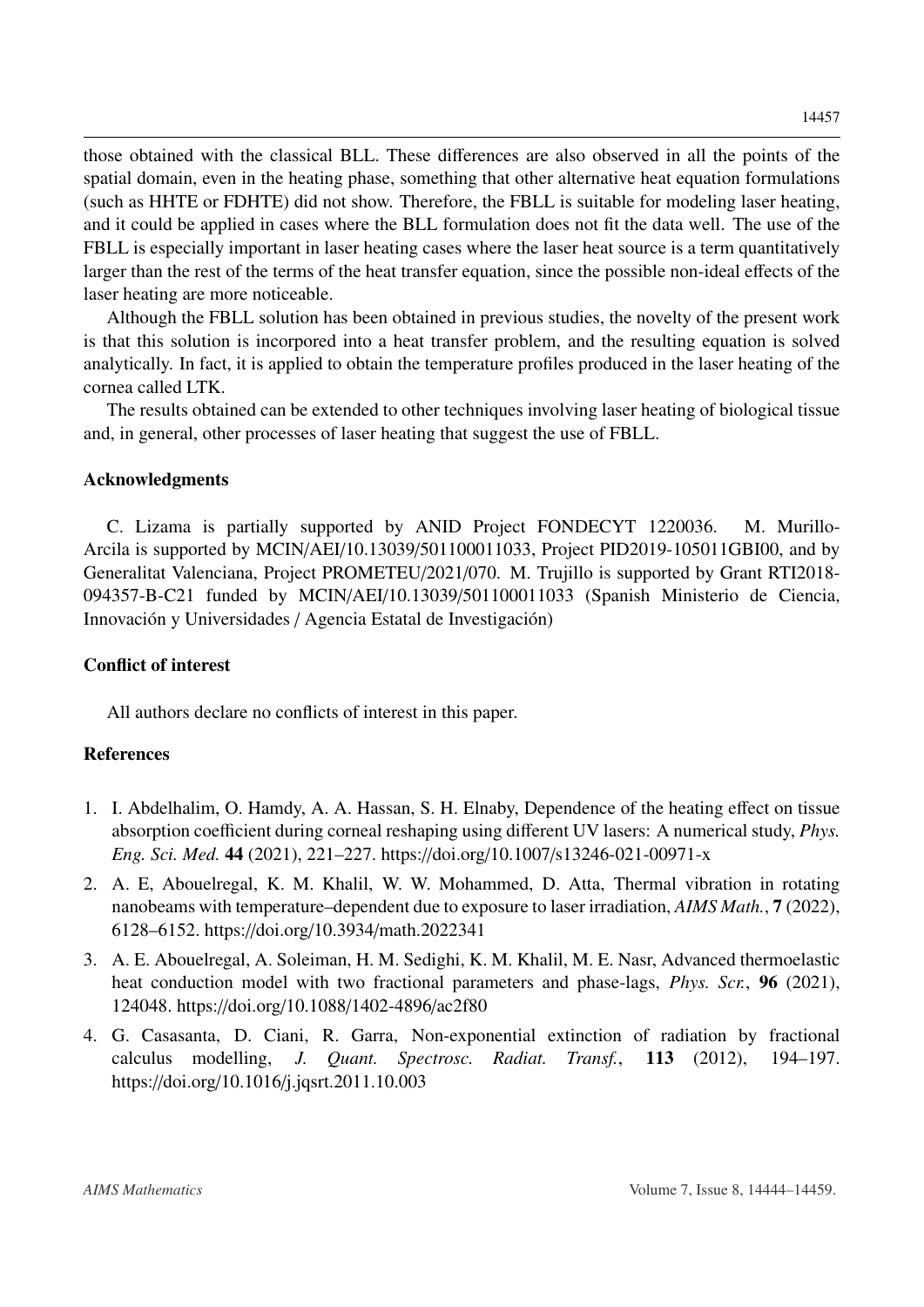those obtained with the classical BLL. These differences are also observed in all the points of the spatial domain, even in the heating phase, something that other alternative heat equation formulations (such as HHTE or FDHTE) did not show. Therefore, the FBLL is suitable for modeling laser heating, and it could be applied in cases where the BLL formulation does not fit the data well. The use of the FBLL is especially important in laser heating cases where the laser heat source is a term quantitatively larger than the rest of the terms of the heat transfer equation, since the possible non-ideal effects of the laser heating are more noticeable.

Although the FBLL solution has been obtained in previous studies, the novelty of the present work is that this solution is incorpored into a heat transfer problem, and the resulting equation is solved analytically. In fact, it is applied to obtain the temperature profiles produced in the laser heating of the cornea called LTK.

The results obtained can be extended to other techniques involving laser heating of biological tissue and, in general, other processes of laser heating that suggest the use of FBLL.

## Acknowledgments

C. Lizama is partially supported by ANID Project FONDECYT 1220036. M. Murillo-Arcila is supported by MCIN/AEI/10.13039/501100011033, Project PID2019-105011GBI00, and by Generalitat Valenciana, Project PROMETEU/2021/070. M. Trujillo is supported by Grant RTI2018-094357-B-C21 funded by MCIN/AEI/10.13039/501100011033 (Spanish Ministerio de Ciencia, Innovación y Universidades / Agencia Estatal de Investigación)

## Conflict of interest

All authors declare no conflicts of interest in this paper.

## References

1. I. Abdelhalim, O. Hamdy, A. A. Hassan, S. H. Elnaby, Dependence of the heating effect on tissue absorption coefficient during corneal reshaping using different UV lasers: A numerical study, *Phys. Eng. Sci. Med.* **44** (2021), 221–227. https://doi.org/10.1007/s13246-021-00971-x
2. A. E, Abouelregal, K. M. Khalil, W. W. Mohammed, D. Atta, Thermal vibration in rotating nanobeams with temperature–dependent due to exposure to laser irradiation, *AIMS Math.*, **7** (2022), 6128–6152. https://doi.org/10.3934/math.2022341
3. A. E. Abouelregal, A. Soleiman, H. M. Sedighi, K. M. Khalil, M. E. Nasr, Advanced thermoelastic heat conduction model with two fractional parameters and phase-lags, *Phys. Scr.*, **96** (2021), 124048. https://doi.org/10.1088/1402-4896/ac2f80
4. G. Casasanta, D. Ciani, R. Garra, Non-exponential extinction of radiation by fractional calculus modelling, *J. Quant. Spectrosc. Radiat. Transf.*, **113** (2012), 194–197. https://doi.org/10.1016/j.jqsrt.2011.10.003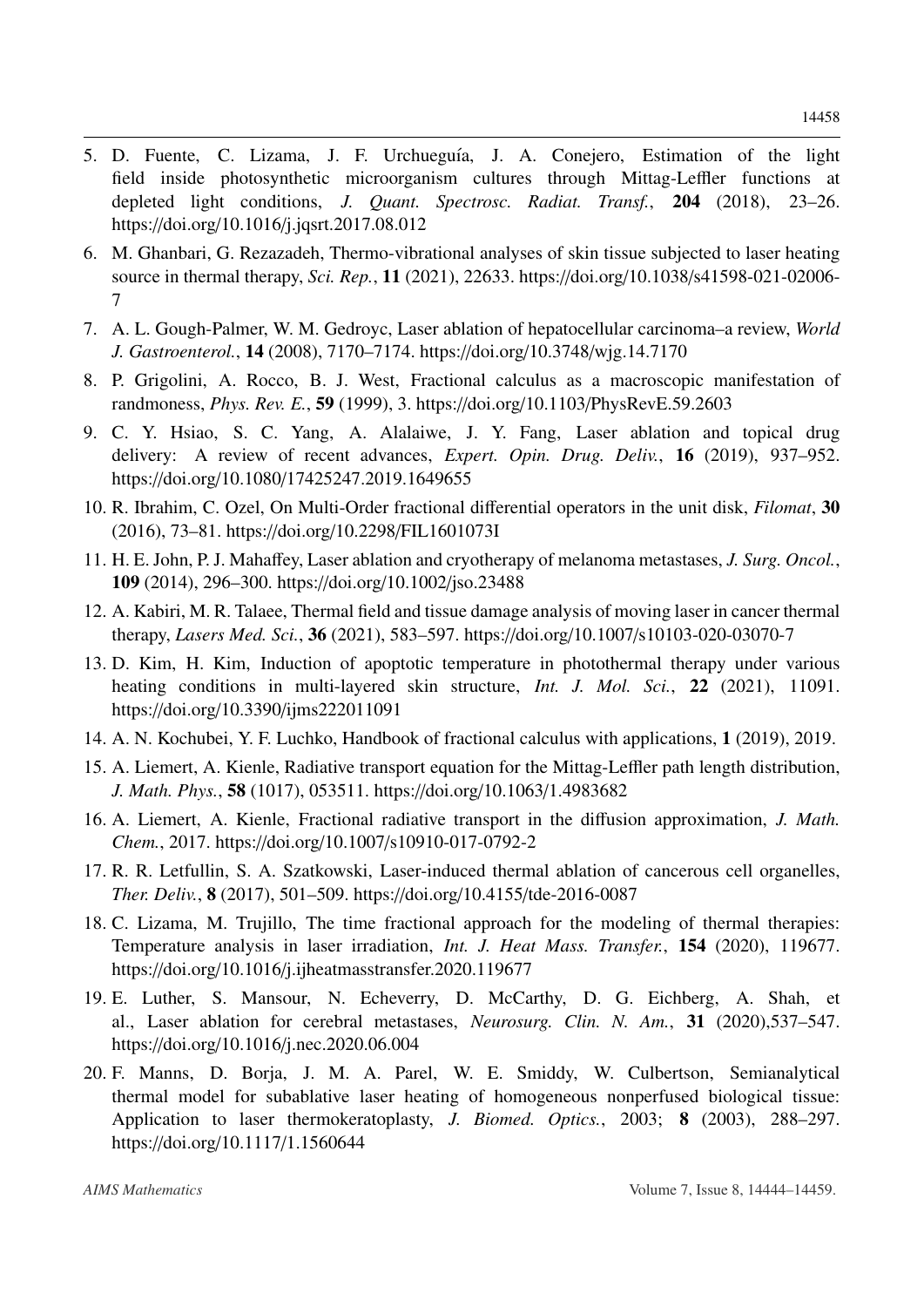5. D. Fuente, C. Lizama, J. F. Urchueguía, J. A. Conejero, Estimation of the light field inside photosynthetic microorganism cultures through Mittag-Leffler functions at depleted light conditions, *J. Quant. Spectrosc. Radiat. Transf.*, **204** (2018), 23–26. https://doi.org/10.1016/j.jqsrt.2017.08.012

6. M. Ghanbari, G. Rezazadeh, Thermo-vibrational analyses of skin tissue subjected to laser heating source in thermal therapy, *Sci. Rep.*, **11** (2021), 22633. https://doi.org/10.1038/s41598-021-02006-7

7. A. L. Gough-Palmer, W. M. Gedroyc, Laser ablation of hepatocellular carcinoma–a review, *World J. Gastroenterol.*, **14** (2008), 7170–7174. https://doi.org/10.3748/wjg.14.7170

8. P. Grigolini, A. Rocco, B. J. West, Fractional calculus as a macroscopic manifestation of randmoness, *Phys. Rev. E.*, **59** (1999), 3. https://doi.org/10.1103/PhysRevE.59.2603

9. C. Y. Hsiao, S. C. Yang, A. Alalaiwe, J. Y. Fang, Laser ablation and topical drug delivery: A review of recent advances, *Expert. Opin. Drug. Deliv.*, **16** (2019), 937–952. https://doi.org/10.1080/17425247.2019.1649655

10. R. Ibrahim, C. Ozel, On Multi-Order fractional differential operators in the unit disk, *Filomat*, **30** (2016), 73–81. https://doi.org/10.2298/FIL1601073I

11. H. E. John, P. J. Mahaffey, Laser ablation and cryotherapy of melanoma metastases, *J. Surg. Oncol.*, **109** (2014), 296–300. https://doi.org/10.1002/jso.23488

12. A. Kabiri, M. R. Talaee, Thermal field and tissue damage analysis of moving laser in cancer thermal therapy, *Lasers Med. Sci.*, **36** (2021), 583–597. https://doi.org/10.1007/s10103-020-03070-7

13. D. Kim, H. Kim, Induction of apoptotic temperature in photothermal therapy under various heating conditions in multi-layered skin structure, *Int. J. Mol. Sci.*, **22** (2021), 11091. https://doi.org/10.3390/ijms222011091

14. A. N. Kochubei, Y. F. Luchko, Handbook of fractional calculus with applications, **1** (2019), 2019.

15. A. Liemert, A. Kienle, Radiative transport equation for the Mittag-Leffler path length distribution, *J. Math. Phys.*, **58** (1017), 053511. https://doi.org/10.1063/1.4983682

16. A. Liemert, A. Kienle, Fractional radiative transport in the diffusion approximation, *J. Math. Chem.*, 2017. https://doi.org/10.1007/s10910-017-0792-2

17. R. R. Letfullin, S. A. Szatkowski, Laser-induced thermal ablation of cancerous cell organelles, *Ther. Deliv.*, **8** (2017), 501–509. https://doi.org/10.4155/tde-2016-0087

18. C. Lizama, M. Trujillo, The time fractional approach for the modeling of thermal therapies: Temperature analysis in laser irradiation, *Int. J. Heat Mass. Transfer.*, **154** (2020), 119677. https://doi.org/10.1016/j.ijheatmasstransfer.2020.119677

19. E. Luther, S. Mansour, N. Echeverry, D. McCarthy, D. G. Eichberg, A. Shah, et al., Laser ablation for cerebral metastases, *Neurosurg. Clin. N. Am.*, **31** (2020),537–547. https://doi.org/10.1016/j.nec.2020.06.004

20. F. Manns, D. Borja, J. M. A. Parel, W. E. Smiddy, W. Culbertson, Semianalytical thermal model for subablative laser heating of homogeneous nonperfused biological tissue: Application to laser thermokeratoplasty, *J. Biomed. Optics.*, 2003; **8** (2003), 288–297. https://doi.org/10.1117/1.1560644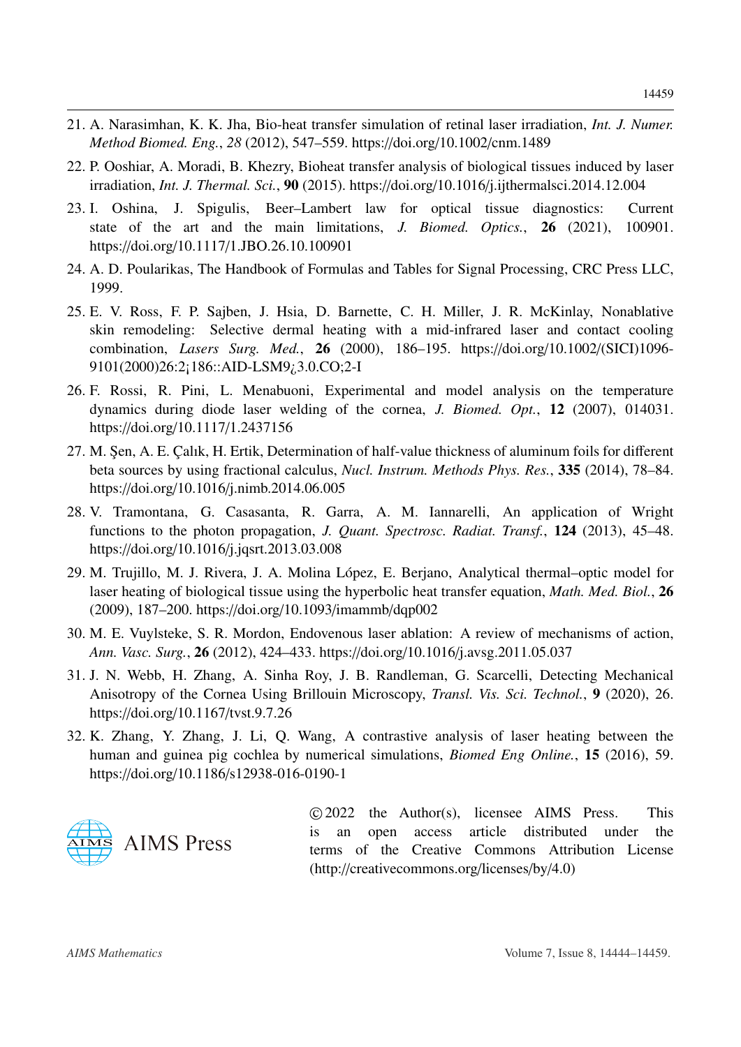21. A. Narasimhan, K. K. Jha, Bio-heat transfer simulation of retinal laser irradiation, *Int. J. Numer. Method Biomed. Eng.*, *28* (2012), 547–559. https://doi.org/10.1002/cnm.1489

22. P. Ooshiar, A. Moradi, B. Khezry, Bioheat transfer analysis of biological tissues induced by laser irradiation, *Int. J. Thermal. Sci.*, **90** (2015). https://doi.org/10.1016/j.ijthermalsci.2014.12.004

23. I. Oshina, J. Spigulis, Beer–Lambert law for optical tissue diagnostics: Current state of the art and the main limitations, *J. Biomed. Optics.*, **26** (2021), 100901. https://doi.org/10.1117/1.JBO.26.10.100901

24. A. D. Poularikas, The Handbook of Formulas and Tables for Signal Processing, CRC Press LLC, 1999.

25. E. V. Ross, F. P. Sajben, J. Hsia, D. Barnette, C. H. Miller, J. R. McKinlay, Nonablative skin remodeling: Selective dermal heating with a mid-infrared laser and contact cooling combination, *Lasers Surg. Med.*, **26** (2000), 186–195. https://doi.org/10.1002/(SICI)1096-9101(2000)26:2¡186::AID-LSM9¿3.0.CO;2-I

26. F. Rossi, R. Pini, L. Menabuoni, Experimental and model analysis on the temperature dynamics during diode laser welding of the cornea, *J. Biomed. Opt.*, **12** (2007), 014031. https://doi.org/10.1117/1.2437156

27. M. Şen, A. E. Çalık, H. Ertik, Determination of half-value thickness of aluminum foils for different beta sources by using fractional calculus, *Nucl. Instrum. Methods Phys. Res.*, **335** (2014), 78–84. https://doi.org/10.1016/j.nimb.2014.06.005

28. V. Tramontana, G. Casasanta, R. Garra, A. M. Iannarelli, An application of Wright functions to the photon propagation, *J. Quant. Spectrosc. Radiat. Transf.*, **124** (2013), 45–48. https://doi.org/10.1016/j.jqsrt.2013.03.008

29. M. Trujillo, M. J. Rivera, J. A. Molina López, E. Berjano, Analytical thermal–optic model for laser heating of biological tissue using the hyperbolic heat transfer equation, *Math. Med. Biol.*, **26** (2009), 187–200. https://doi.org/10.1093/imammb/dqp002

30. M. E. Vuylsteke, S. R. Mordon, Endovenous laser ablation: A review of mechanisms of action, *Ann. Vasc. Surg.*, **26** (2012), 424–433. https://doi.org/10.1016/j.avsg.2011.05.037

31. J. N. Webb, H. Zhang, A. Sinha Roy, J. B. Randleman, G. Scarcelli, Detecting Mechanical Anisotropy of the Cornea Using Brillouin Microscopy, *Transl. Vis. Sci. Technol.*, **9** (2020), 26. https://doi.org/10.1167/tvst.9.7.26

32. K. Zhang, Y. Zhang, J. Li, Q. Wang, A contrastive analysis of laser heating between the human and guinea pig cochlea by numerical simulations, *Biomed Eng Online.*, **15** (2016), 59. https://doi.org/10.1186/s12938-016-0190-1

AIMS Press

© 2022 the Author(s), licensee AIMS Press. This is an open access article distributed under the terms of the Creative Commons Attribution License (http://creativecommons.org/licenses/by/4.0)